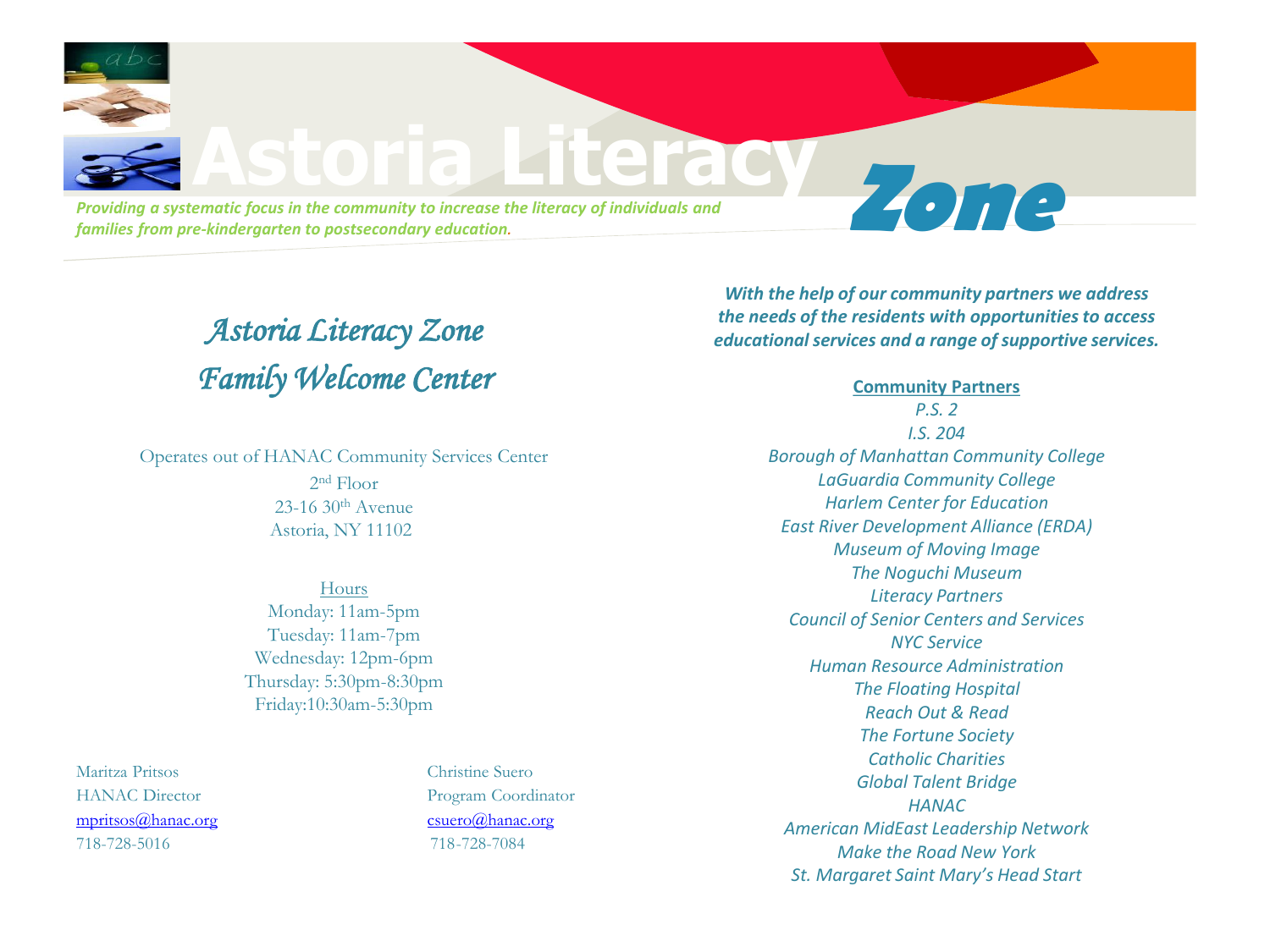# Astoria Literacy Zone

*Providing a systematic focus in the community to increase the literacy of individuals and families from pre-kindergarten to postsecondary education.*

## *Astoria Literacy Zone Family Welcome Center*

Operates out of HANAC Community Services Center
2nd Floor
23-16 30th Avenue
Astoria, NY 11102

Hours
Monday: 11am-5pm
Tuesday: 11am-7pm
Wednesday: 12pm-6pm
Thursday: 5:30pm-8:30pm
Friday: 10:30am-5:30pm

Maritza Pritsos
HANAC Director
mpritsos@hanac.org
718-728-5016

Christine Suero
Program Coordinator
csuero@hanac.org
718-728-7084

***With the help of our community partners we address the needs of the residents with opportunities to access educational services and a range of supportive services.***

**Community Partners**

*P.S. 2*
*I.S. 204*
*Borough of Manhattan Community College*
*LaGuardia Community College*
*Harlem Center for Education*
*East River Development Alliance (ERDA)*
*Museum of Moving Image*
*The Noguchi Museum*
*Literacy Partners*
*Council of Senior Centers and Services*
*NYC Service*
*Human Resource Administration*
*The Floating Hospital*
*Reach Out & Read*
*The Fortune Society*
*Catholic Charities*
*Global Talent Bridge*
*HANAC*
*American MidEast Leadership Network*
*Make the Road New York*
*St. Margaret Saint Mary's Head Start*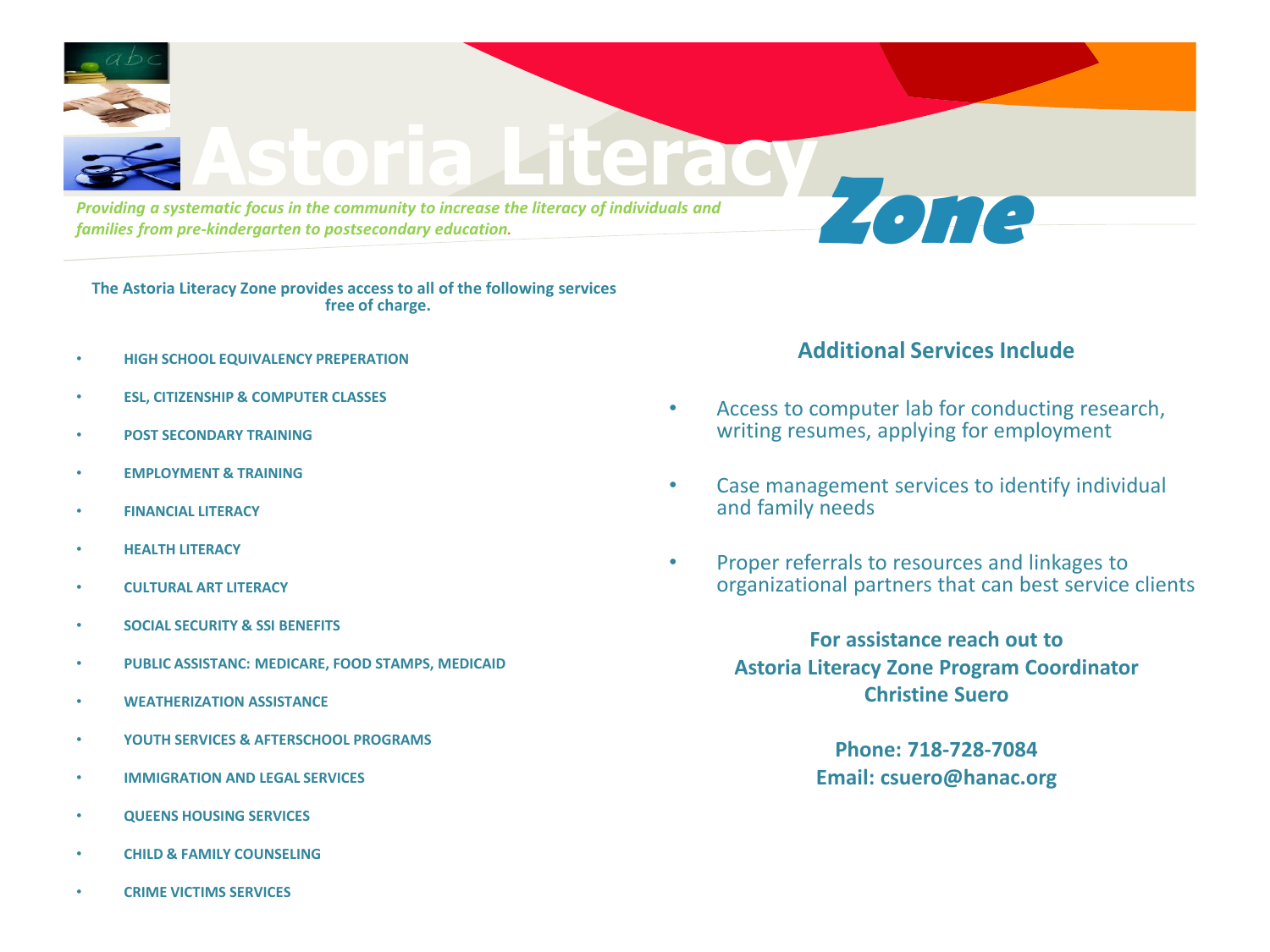# Astoria Literacy Zone

*Providing a systematic focus in the community to increase the literacy of individuals and families from pre-kindergarten to postsecondary education.*

**The Astoria Literacy Zone provides access to all of the following services free of charge.**

- **HIGH SCHOOL EQUIVALENCY PREPERATION**
- **ESL, CITIZENSHIP & COMPUTER CLASSES**
- **POST SECONDARY TRAINING**
- **EMPLOYMENT & TRAINING**
- **FINANCIAL LITERACY**
- **HEALTH LITERACY**
- **CULTURAL ART LITERACY**
- **SOCIAL SECURITY & SSI BENEFITS**
- **PUBLIC ASSISTANC: MEDICARE, FOOD STAMPS, MEDICAID**
- **WEATHERIZATION ASSISTANCE**
- **YOUTH SERVICES & AFTERSCHOOL PROGRAMS**
- **IMMIGRATION AND LEGAL SERVICES**
- **QUEENS HOUSING SERVICES**
- **CHILD & FAMILY COUNSELING**
- **CRIME VICTIMS SERVICES**

## Additional Services Include

- Access to computer lab for conducting research, writing resumes, applying for employment
- Case management services to identify individual and family needs
- Proper referrals to resources and linkages to organizational partners that can best service clients

**For assistance reach out to**
**Astoria Literacy Zone Program Coordinator**
**Christine Suero**

**Phone: 718-728-7084**
**Email: csuero@hanac.org**